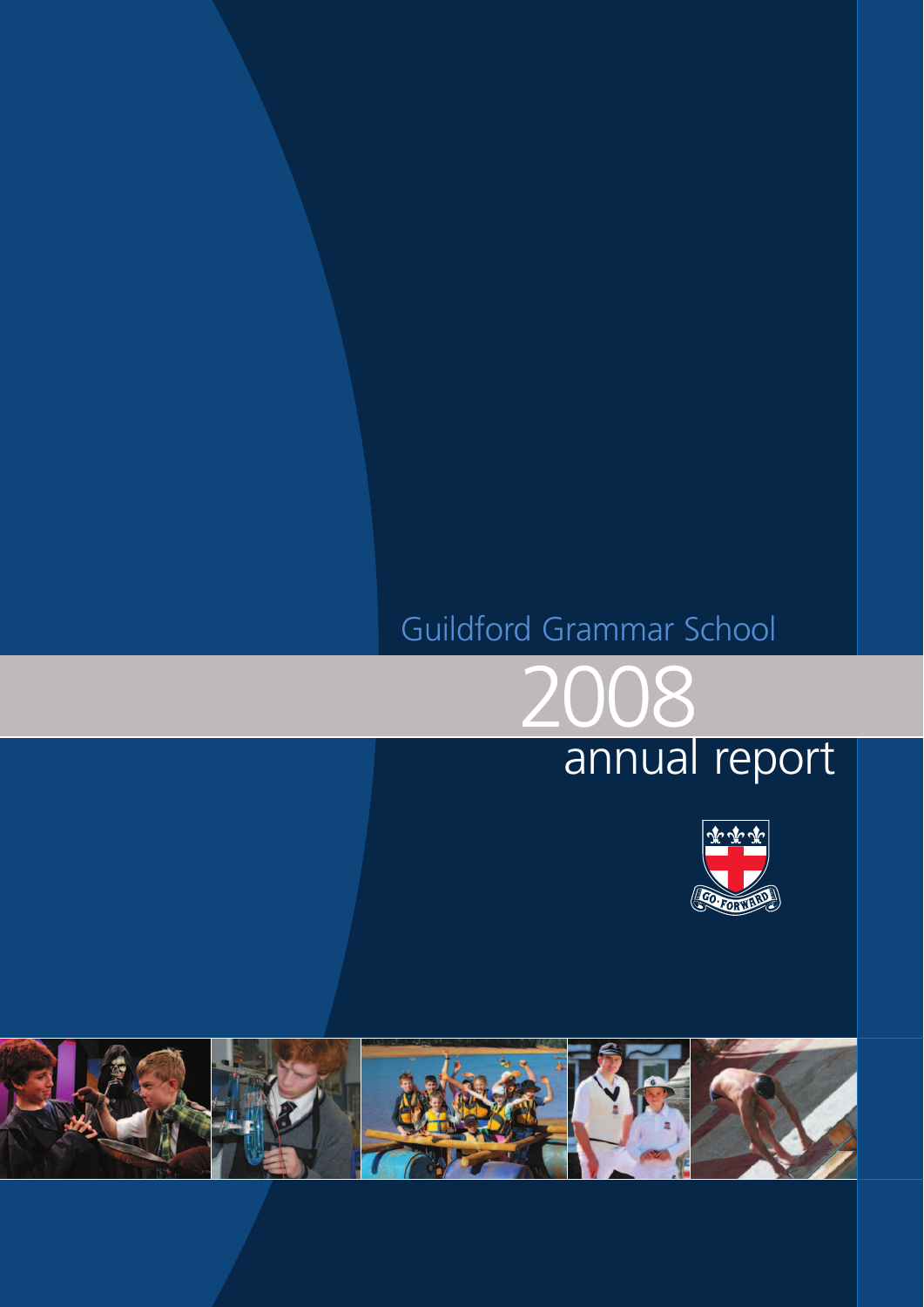Guildford Grammar School

# 2008

## annual report

GO FORWARD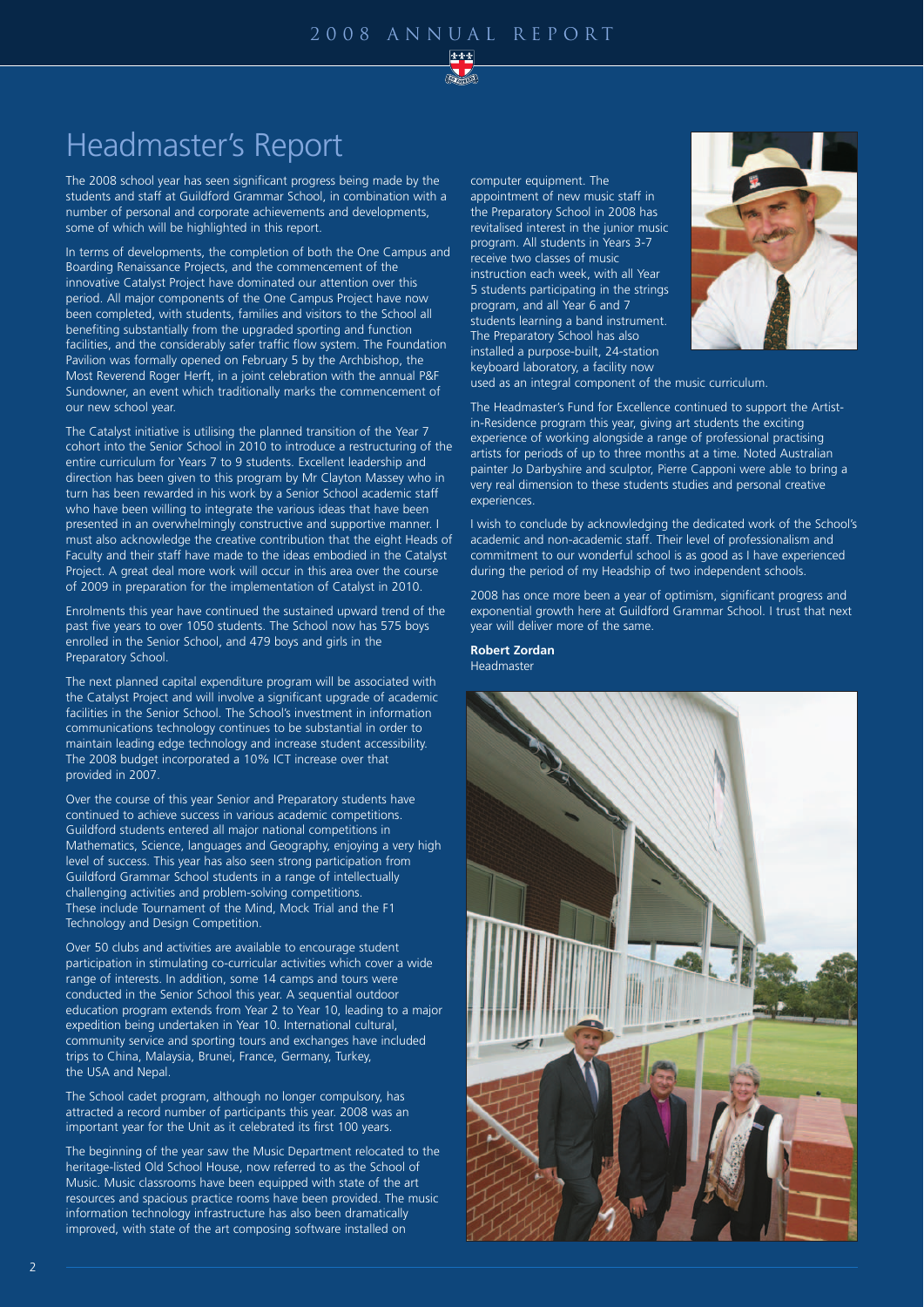# Headmaster's Report

The 2008 school year has seen significant progress being made by the students and staff at Guildford Grammar School, in combination with a number of personal and corporate achievements and developments, some of which will be highlighted in this report.

In terms of developments, the completion of both the One Campus and Boarding Renaissance Projects, and the commencement of the innovative Catalyst Project have dominated our attention over this period. All major components of the One Campus Project have now been completed, with students, families and visitors to the School all benefiting substantially from the upgraded sporting and function facilities, and the considerably safer traffic flow system. The Foundation Pavilion was formally opened on February 5 by the Archbishop, the Most Reverend Roger Herft, in a joint celebration with the annual P&F Sundowner, an event which traditionally marks the commencement of our new school year.

The Catalyst initiative is utilising the planned transition of the Year 7 cohort into the Senior School in 2010 to introduce a restructuring of the entire curriculum for Years 7 to 9 students. Excellent leadership and direction has been given to this program by Mr Clayton Massey who in turn has been rewarded in his work by a Senior School academic staff who have been willing to integrate the various ideas that have been presented in an overwhelmingly constructive and supportive manner. I must also acknowledge the creative contribution that the eight Heads of Faculty and their staff have made to the ideas embodied in the Catalyst Project. A great deal more work will occur in this area over the course of 2009 in preparation for the implementation of Catalyst in 2010.

Enrolments this year have continued the sustained upward trend of the past five years to over 1050 students. The School now has 575 boys enrolled in the Senior School, and 479 boys and girls in the Preparatory School.

The next planned capital expenditure program will be associated with the Catalyst Project and will involve a significant upgrade of academic facilities in the Senior School. The School's investment in information communications technology continues to be substantial in order to maintain leading edge technology and increase student accessibility. The 2008 budget incorporated a 10% ICT increase over that provided in 2007.

Over the course of this year Senior and Preparatory students have continued to achieve success in various academic competitions. Guildford students entered all major national competitions in Mathematics, Science, languages and Geography, enjoying a very high level of success. This year has also seen strong participation from Guildford Grammar School students in a range of intellectually challenging activities and problem-solving competitions. These include Tournament of the Mind, Mock Trial and the F1 Technology and Design Competition.

Over 50 clubs and activities are available to encourage student participation in stimulating co-curricular activities which cover a wide range of interests. In addition, some 14 camps and tours were conducted in the Senior School this year. A sequential outdoor education program extends from Year 2 to Year 10, leading to a major expedition being undertaken in Year 10. International cultural, community service and sporting tours and exchanges have included trips to China, Malaysia, Brunei, France, Germany, Turkey, the USA and Nepal.

The School cadet program, although no longer compulsory, has attracted a record number of participants this year. 2008 was an important year for the Unit as it celebrated its first 100 years.

The beginning of the year saw the Music Department relocated to the heritage-listed Old School House, now referred to as the School of Music. Music classrooms have been equipped with state of the art resources and spacious practice rooms have been provided. The music information technology infrastructure has also been dramatically improved, with state of the art composing software installed on computer equipment. The appointment of new music staff in the Preparatory School in 2008 has revitalised interest in the junior music program. All students in Years 3-7 receive two classes of music instruction each week, with all Year 5 students participating in the strings program, and all Year 6 and 7 students learning a band instrument. The Preparatory School has also installed a purpose-built, 24-station keyboard laboratory, a facility now used as an integral component of the music curriculum.

The Headmaster's Fund for Excellence continued to support the Artist-in-Residence program this year, giving art students the exciting experience of working alongside a range of professional practising artists for periods of up to three months at a time. Noted Australian painter Jo Darbyshire and sculptor, Pierre Capponi were able to bring a very real dimension to these students studies and personal creative experiences.

I wish to conclude by acknowledging the dedicated work of the School's academic and non-academic staff. Their level of professionalism and commitment to our wonderful school is as good as I have experienced during the period of my Headship of two independent schools.

2008 has once more been a year of optimism, significant progress and exponential growth here at Guildford Grammar School. I trust that next year will deliver more of the same.

**Robert Zordan**
Headmaster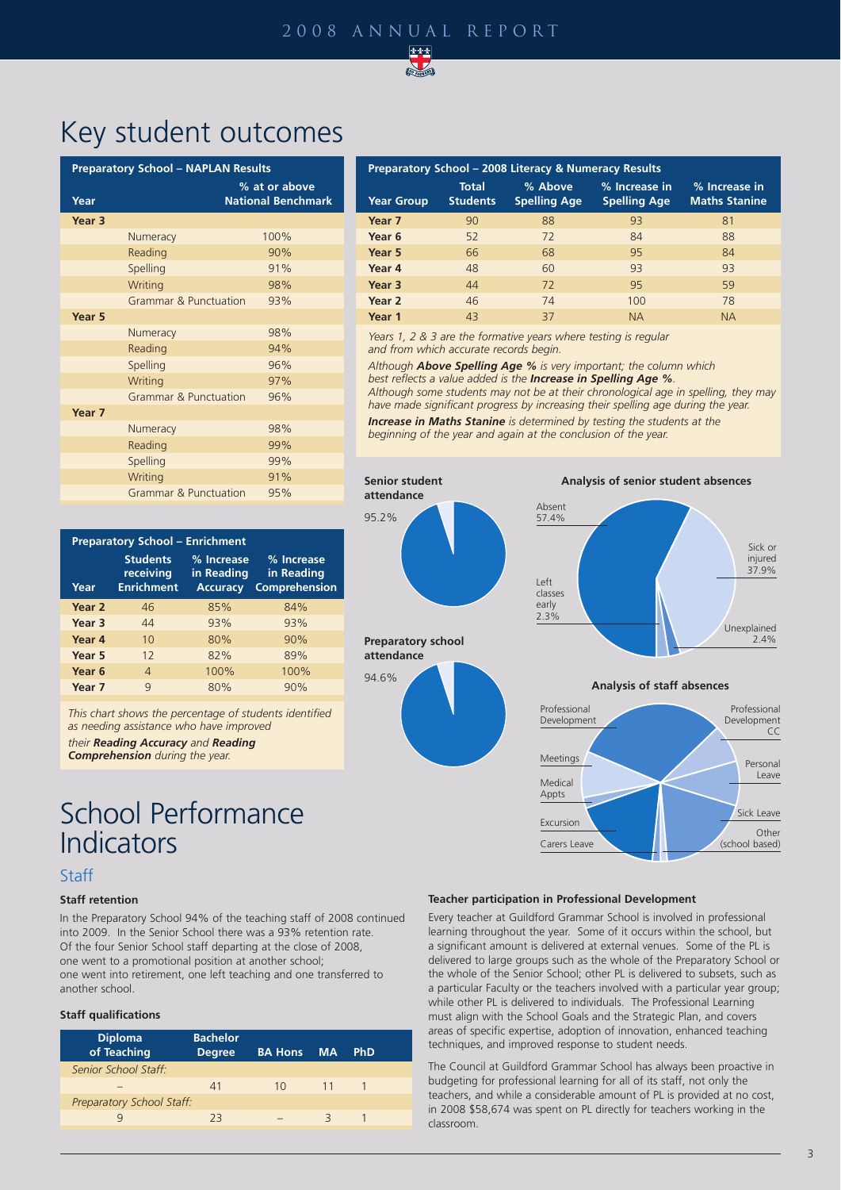# Key student outcomes

| Preparatory School – NAPLAN Results | | |
|---|---|---|
| Year | | % at or above National Benchmark |
| **Year 3** | | |
| | Numeracy | 100% |
| | Reading | 90% |
| | Spelling | 91% |
| | Writing | 98% |
| | Grammar & Punctuation | 93% |
| **Year 5** | | |
| | Numeracy | 98% |
| | Reading | 94% |
| | Spelling | 96% |
| | Writing | 97% |
| | Grammar & Punctuation | 96% |
| **Year 7** | | |
| | Numeracy | 98% |
| | Reading | 99% |
| | Spelling | 99% |
| | Writing | 91% |
| | Grammar & Punctuation | 95% |

| Preparatory School – 2008 Literacy & Numeracy Results | | | | |
|---|---|---|---|---|
| Year Group | Total Students | % Above Spelling Age | % Increase in Spelling Age | % Increase in Maths Stanine |
| **Year 7** | 90 | 88 | 93 | 81 |
| **Year 6** | 52 | 72 | 84 | 88 |
| **Year 5** | 66 | 68 | 95 | 84 |
| **Year 4** | 48 | 60 | 93 | 93 |
| **Year 3** | 44 | 72 | 95 | 59 |
| **Year 2** | 46 | 74 | 100 | 78 |
| **Year 1** | 43 | 37 | NA | NA |

*Years 1, 2 & 3 are the formative years where testing is regular and from which accurate records begin.*

*Although **Above Spelling Age %** is very important; the column which best reflects a value added is the **Increase in Spelling Age %**. Although some students may not be at their chronological age in spelling, they may have made significant progress by increasing their spelling age during the year.*

***Increase in Maths Stanine** is determined by testing the students at the beginning of the year and again at the conclusion of the year.*

| Preparatory School – Enrichment | | | |
|---|---|---|---|
| Year | Students receiving Enrichment | % Increase in Reading Accuracy | % Increase in Reading Comprehension |
| **Year 2** | 46 | 85% | 84% |
| **Year 3** | 44 | 93% | 93% |
| **Year 4** | 10 | 80% | 90% |
| **Year 5** | 12 | 82% | 89% |
| **Year 6** | 4 | 100% | 100% |
| **Year 7** | 9 | 80% | 90% |

*This chart shows the percentage of students identified as needing assistance who have improved their **Reading Accuracy** and **Reading Comprehension** during the year.*

**Senior student attendance**

95.2%

**Preparatory school attendance**

94.6%

**Analysis of senior student absences**

Absent 57.4%; Sick or injured 37.9%; Left classes early 2.3%; Unexplained 2.4%

**Analysis of staff absences**

Professional Development; Professional Development CC; Personal Leave; Sick Leave; Other (school based); Carers Leave; Excursion; Medical Appts; Meetings

# School Performance Indicators

## Staff

### Staff retention

In the Preparatory School 94% of the teaching staff of 2008 continued into 2009. In the Senior School there was a 93% retention rate. Of the four Senior School staff departing at the close of 2008, one went to a promotional position at another school; one went into retirement, one left teaching and one transferred to another school.

### Staff qualifications

| Diploma of Teaching | Bachelor Degree | BA Hons | MA | PhD |
|---|---|---|---|---|
| *Senior School Staff:* | | | | |
| – | 41 | 10 | 11 | 1 |
| *Preparatory School Staff:* | | | | |
| 9 | 23 | – | 3 | 1 |

### Teacher participation in Professional Development

Every teacher at Guildford Grammar School is involved in professional learning throughout the year. Some of it occurs within the school, but a significant amount is delivered at external venues. Some of the PL is delivered to large groups such as the whole of the Preparatory School or the whole of the Senior School; other PL is delivered to subsets, such as a particular Faculty or the teachers involved with a particular year group; while other PL is delivered to individuals. The Professional Learning must align with the School Goals and the Strategic Plan, and covers areas of specific expertise, adoption of innovation, enhanced teaching techniques, and improved response to student needs.

The Council at Guildford Grammar School has always been proactive in budgeting for professional learning for all of its staff, not only the teachers, and while a considerable amount of PL is provided at no cost, in 2008 $58,674 was spent on PL directly for teachers working in the classroom.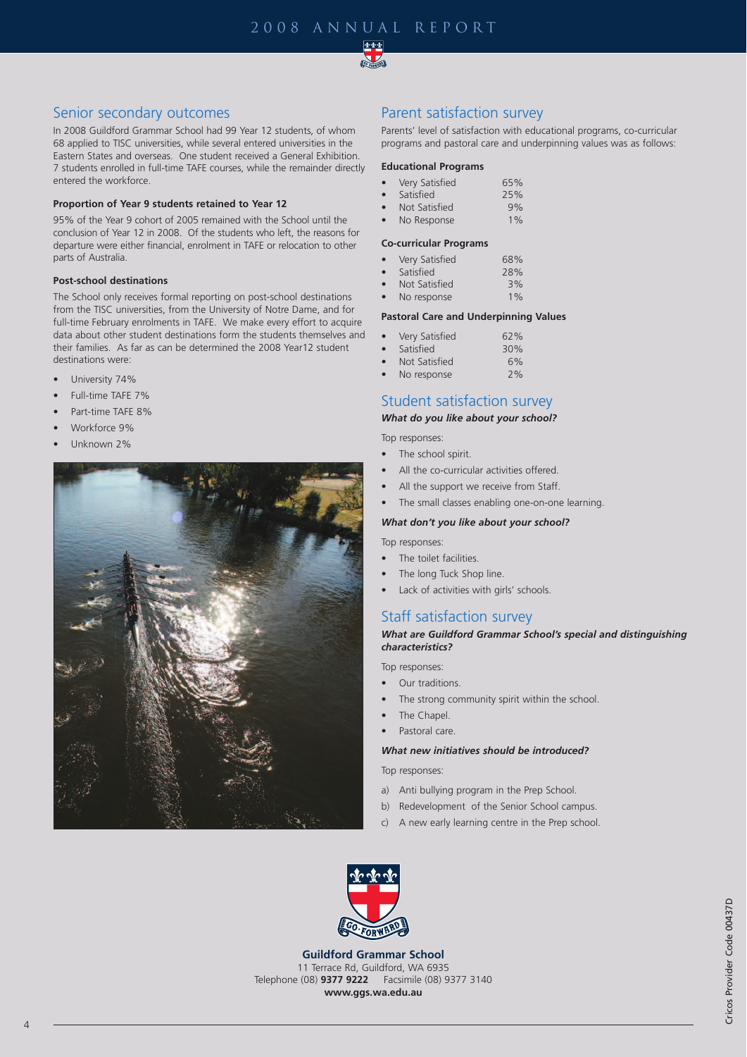## Senior secondary outcomes

In 2008 Guildford Grammar School had 99 Year 12 students, of whom 68 applied to TISC universities, while several entered universities in the Eastern States and overseas. One student received a General Exhibition. 7 students enrolled in full-time TAFE courses, while the remainder directly entered the workforce.

**Proportion of Year 9 students retained to Year 12**

95% of the Year 9 cohort of 2005 remained with the School until the conclusion of Year 12 in 2008. Of the students who left, the reasons for departure were either financial, enrolment in TAFE or relocation to other parts of Australia.

**Post-school destinations**

The School only receives formal reporting on post-school destinations from the TISC universities, from the University of Notre Dame, and for full-time February enrolments in TAFE. We make every effort to acquire data about other student destinations form the students themselves and their families. As far as can be determined the 2008 Year12 student destinations were:

- University 74%
- Full-time TAFE 7%
- Part-time TAFE 8%
- Workforce 9%
- Unknown 2%

## Parent satisfaction survey

Parents' level of satisfaction with educational programs, co-curricular programs and pastoral care and underpinning values was as follows:

**Educational Programs**

- Very Satisfied 65%
- Satisfied 25%
- Not Satisfied 9%
- No Response 1%

**Co-curricular Programs**

- Very Satisfied 68%
- Satisfied 28%
- Not Satisfied 3%
- No response 1%

**Pastoral Care and Underpinning Values**

- Very Satisfied 62%
- Satisfied 30%
- Not Satisfied 6%
- No response 2%

## Student satisfaction survey

***What do you like about your school?***

Top responses:

- The school spirit.
- All the co-curricular activities offered.
- All the support we receive from Staff.
- The small classes enabling one-on-one learning.

***What don't you like about your school?***

Top responses:

- The toilet facilities.
- The long Tuck Shop line.
- Lack of activities with girls' schools.

## Staff satisfaction survey

***What are Guildford Grammar School's special and distinguishing characteristics?***

Top responses:

- Our traditions.
- The strong community spirit within the school.
- The Chapel.
- Pastoral care.

***What new initiatives should be introduced?***

Top responses:

a) Anti bullying program in the Prep School.
b) Redevelopment of the Senior School campus.
c) A new early learning centre in the Prep school.

**Guildford Grammar School**
11 Terrace Rd, Guildford, WA 6935
Telephone (08) **9377 9222** Facsimile (08) 9377 3140
**www.ggs.wa.edu.au**

Cricos Provider Code 00437D